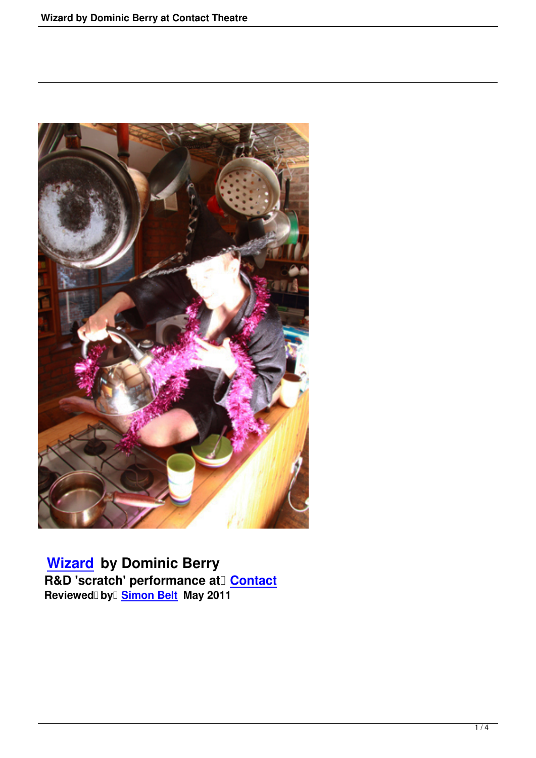**Wizard by Dominic Berry**
**R&D 'scratch' performance at Contact**
**Reviewed by Simon Belt May 2011**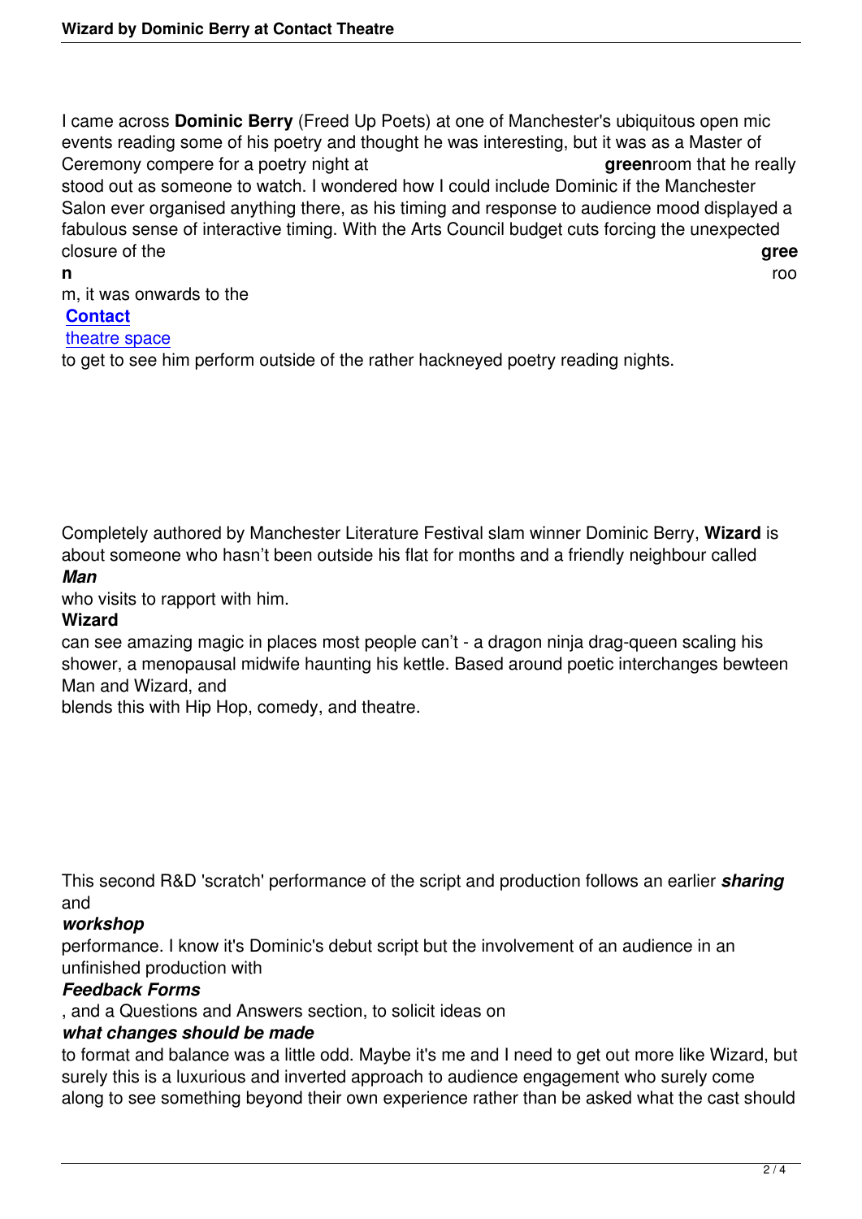I came across **Dominic Berry** (Freed Up Poets) at one of Manchester's ubiquitous open mic events reading some of his poetry and thought he was interesting, but it was as a Master of Ceremony compere for a poetry night at **green**room that he really stood out as someone to watch. I wondered how I could include Dominic if the Manchester Salon ever organised anything there, as his timing and response to audience mood displayed a fabulous sense of interactive timing. With the Arts Council budget cuts forcing the unexpected closure of the **green** room, it was onwards to the **Contact** theatre space to get to see him perform outside of the rather hackneyed poetry reading nights.

Completely authored by Manchester Literature Festival slam winner Dominic Berry, **Wizard** is about someone who hasn't been outside his flat for months and a friendly neighbour called ***Man*** who visits to rapport with him. **Wizard** can see amazing magic in places most people can't - a dragon ninja drag-queen scaling his shower, a menopausal midwife haunting his kettle. Based around poetic interchanges bewteen Man and Wizard, and blends this with Hip Hop, comedy, and theatre.

This second R&D 'scratch' performance of the script and production follows an earlier ***sharing*** and ***workshop*** performance. I know it's Dominic's debut script but the involvement of an audience in an unfinished production with ***Feedback Forms***, and a Questions and Answers section, to solicit ideas on ***what changes should be made*** to format and balance was a little odd. Maybe it's me and I need to get out more like Wizard, but surely this is a luxurious and inverted approach to audience engagement who surely come along to see something beyond their own experience rather than be asked what the cast should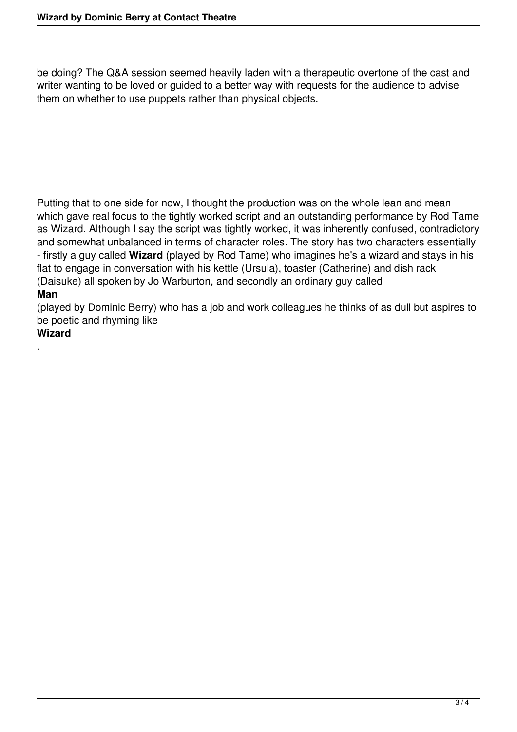be doing? The Q&A session seemed heavily laden with a therapeutic overtone of the cast and writer wanting to be loved or guided to a better way with requests for the audience to advise them on whether to use puppets rather than physical objects.

Putting that to one side for now, I thought the production was on the whole lean and mean which gave real focus to the tightly worked script and an outstanding performance by Rod Tame as Wizard. Although I say the script was tightly worked, it was inherently confused, contradictory and somewhat unbalanced in terms of character roles. The story has two characters essentially - firstly a guy called **Wizard** (played by Rod Tame) who imagines he's a wizard and stays in his flat to engage in conversation with his kettle (Ursula), toaster (Catherine) and dish rack (Daisuke) all spoken by Jo Warburton, and secondly an ordinary guy called **Man** (played by Dominic Berry) who has a job and work colleagues he thinks of as dull but aspires to be poetic and rhyming like **Wizard**.